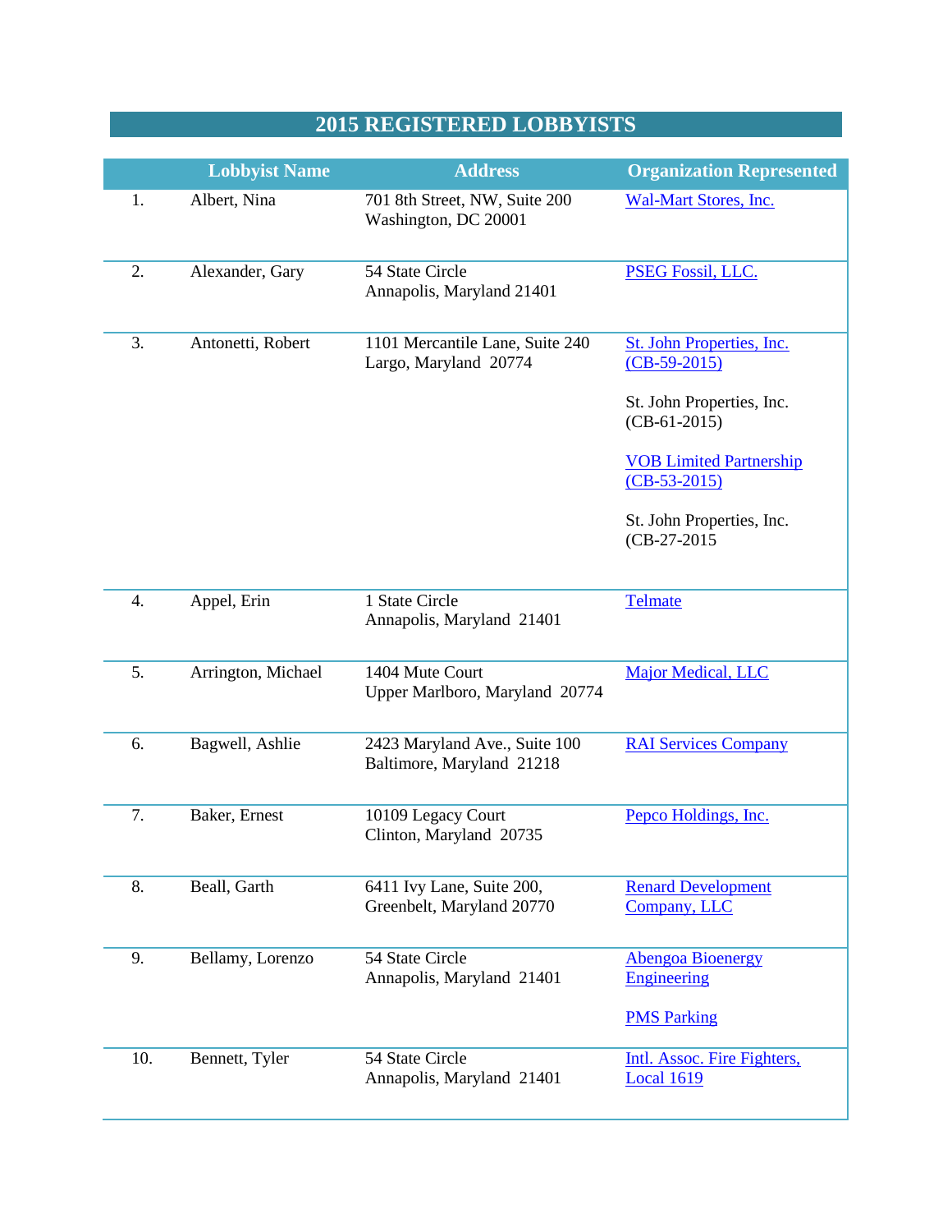# 2015 REGISTERED LOBBYISTS

| | Lobbyist Name | Address | Organization Represented |
|---|---|---|---|
| 1. | Albert, Nina | 701 8th Street, NW, Suite 200<br>Washington, DC 20001 | Wal-Mart Stores, Inc. |
| 2. | Alexander, Gary | 54 State Circle<br>Annapolis, Maryland 21401 | PSEG Fossil, LLC. |
| 3. | Antonetti, Robert | 1101 Mercantile Lane, Suite 240<br>Largo, Maryland 20774 | St. John Properties, Inc. (CB-59-2015)<br><br>St. John Properties, Inc. (CB-61-2015)<br><br>VOB Limited Partnership (CB-53-2015)<br><br>St. John Properties, Inc. (CB-27-2015 |
| 4. | Appel, Erin | 1 State Circle<br>Annapolis, Maryland 21401 | Telmate |
| 5. | Arrington, Michael | 1404 Mute Court<br>Upper Marlboro, Maryland 20774 | Major Medical, LLC |
| 6. | Bagwell, Ashlie | 2423 Maryland Ave., Suite 100<br>Baltimore, Maryland 21218 | RAI Services Company |
| 7. | Baker, Ernest | 10109 Legacy Court<br>Clinton, Maryland 20735 | Pepco Holdings, Inc. |
| 8. | Beall, Garth | 6411 Ivy Lane, Suite 200,<br>Greenbelt, Maryland 20770 | Renard Development Company, LLC |
| 9. | Bellamy, Lorenzo | 54 State Circle<br>Annapolis, Maryland 21401 | Abengoa Bioenergy Engineering<br><br>PMS Parking |
| 10. | Bennett, Tyler | 54 State Circle<br>Annapolis, Maryland 21401 | Intl. Assoc. Fire Fighters, Local 1619 |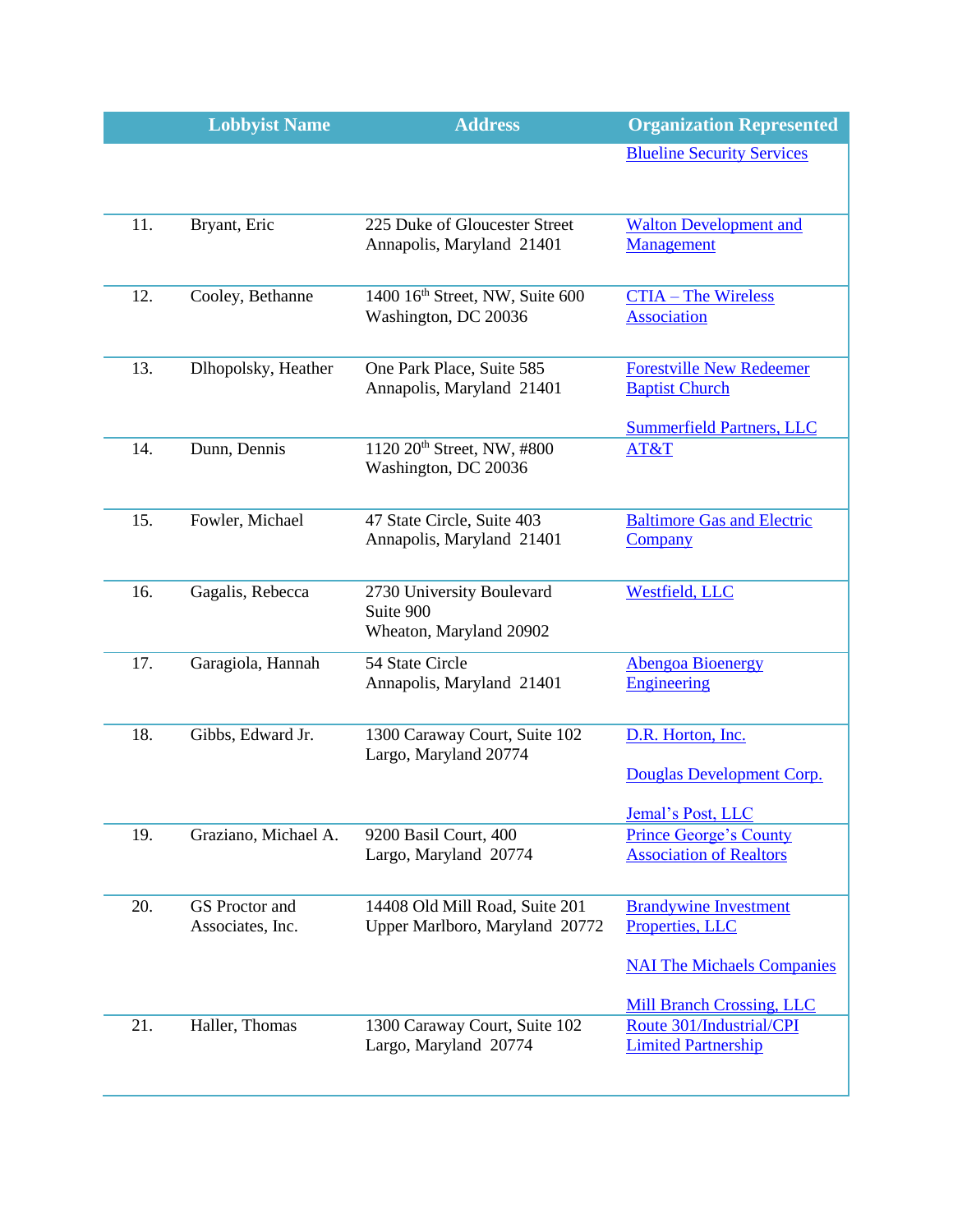| | Lobbyist Name | Address | Organization Represented |
|---|---|---|---|
| | | | Blueline Security Services |
| 11. | Bryant, Eric | 225 Duke of Gloucester Street<br>Annapolis, Maryland 21401 | Walton Development and Management |
| 12. | Cooley, Bethanne | 1400 16th Street, NW, Suite 600<br>Washington, DC 20036 | CTIA – The Wireless Association |
| 13. | Dlhopolsky, Heather | One Park Place, Suite 585<br>Annapolis, Maryland 21401 | Forestville New Redeemer Baptist Church<br><br>Summerfield Partners, LLC |
| 14. | Dunn, Dennis | 1120 20th Street, NW, #800<br>Washington, DC 20036 | AT&T |
| 15. | Fowler, Michael | 47 State Circle, Suite 403<br>Annapolis, Maryland 21401 | Baltimore Gas and Electric Company |
| 16. | Gagalis, Rebecca | 2730 University Boulevard<br>Suite 900<br>Wheaton, Maryland 20902 | Westfield, LLC |
| 17. | Garagiola, Hannah | 54 State Circle<br>Annapolis, Maryland 21401 | Abengoa Bioenergy Engineering |
| 18. | Gibbs, Edward Jr. | 1300 Caraway Court, Suite 102<br>Largo, Maryland 20774 | D.R. Horton, Inc.<br><br>Douglas Development Corp.<br><br>Jemal's Post, LLC |
| 19. | Graziano, Michael A. | 9200 Basil Court, 400<br>Largo, Maryland 20774 | Prince George's County Association of Realtors |
| 20. | GS Proctor and Associates, Inc. | 14408 Old Mill Road, Suite 201<br>Upper Marlboro, Maryland 20772 | Brandywine Investment Properties, LLC<br><br>NAI The Michaels Companies<br><br>Mill Branch Crossing, LLC |
| 21. | Haller, Thomas | 1300 Caraway Court, Suite 102<br>Largo, Maryland 20774 | Route 301/Industrial/CPI Limited Partnership |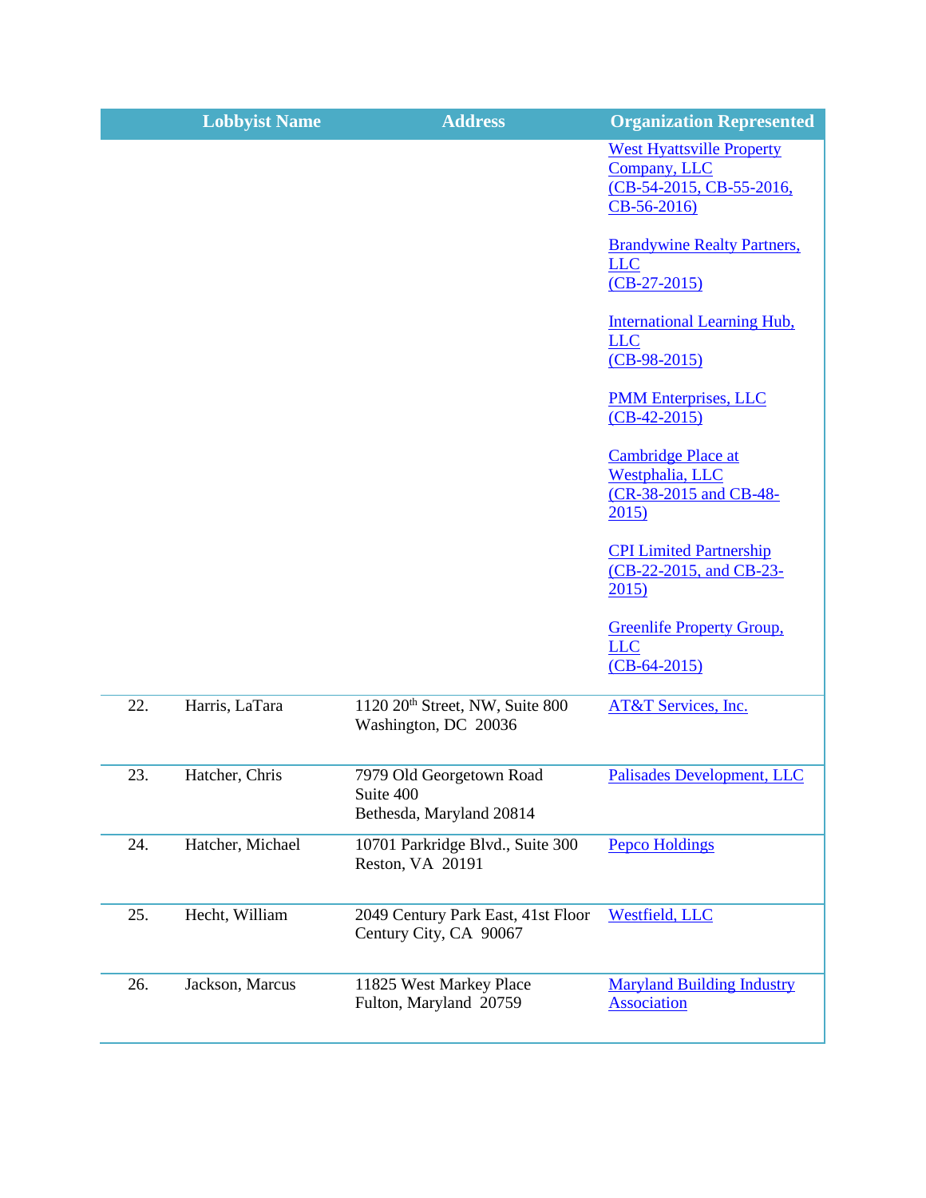| | Lobbyist Name | Address | Organization Represented |
|---|---|---|---|
| | | | West Hyattsville Property Company, LLC (CB-54-2015, CB-55-2016, CB-56-2016)<br><br>Brandywine Realty Partners, LLC (CB-27-2015)<br><br>International Learning Hub, LLC (CB-98-2015)<br><br>PMM Enterprises, LLC (CB-42-2015)<br><br>Cambridge Place at Westphalia, LLC (CR-38-2015 and CB-48-2015)<br><br>CPI Limited Partnership (CB-22-2015, and CB-23-2015)<br><br>Greenlife Property Group, LLC (CB-64-2015) |
| 22. | Harris, LaTara | 1120 20th Street, NW, Suite 800<br>Washington, DC 20036 | AT&T Services, Inc. |
| 23. | Hatcher, Chris | 7979 Old Georgetown Road<br>Suite 400<br>Bethesda, Maryland 20814 | Palisades Development, LLC |
| 24. | Hatcher, Michael | 10701 Parkridge Blvd., Suite 300<br>Reston, VA 20191 | Pepco Holdings |
| 25. | Hecht, William | 2049 Century Park East, 41st Floor<br>Century City, CA 90067 | Westfield, LLC |
| 26. | Jackson, Marcus | 11825 West Markey Place<br>Fulton, Maryland 20759 | Maryland Building Industry Association |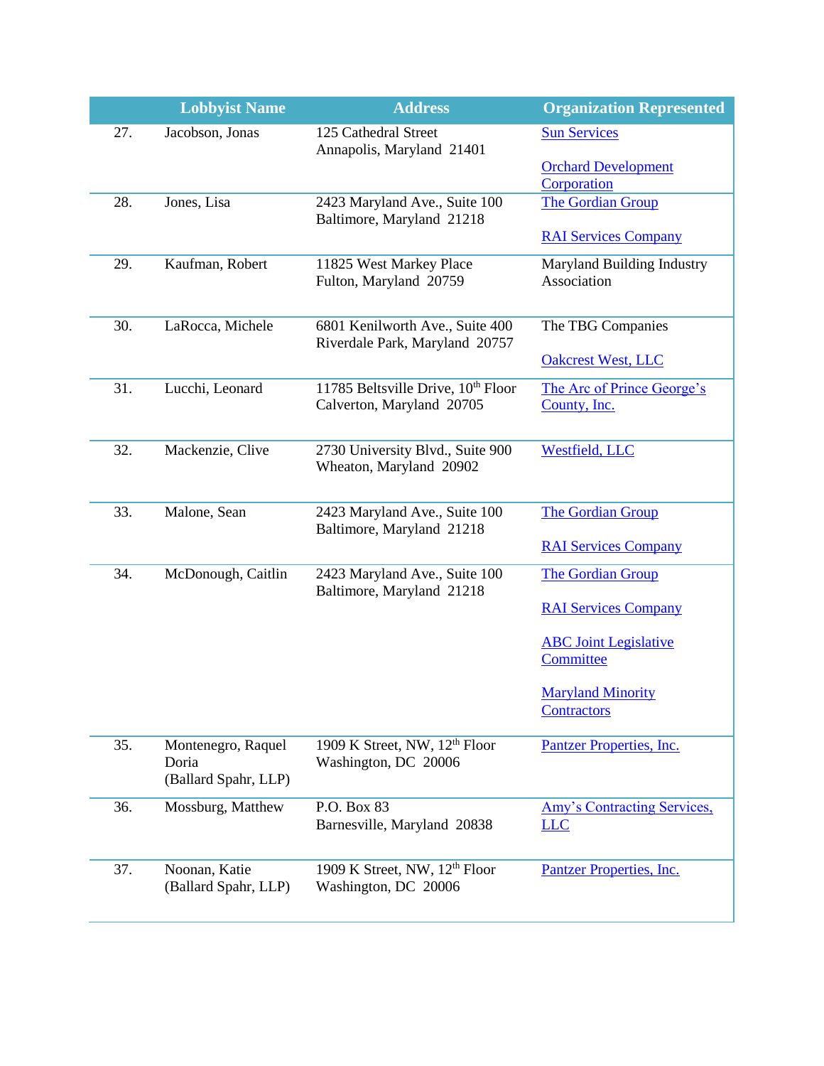| | Lobbyist Name | Address | Organization Represented |
|---|---|---|---|
| 27. | Jacobson, Jonas | 125 Cathedral Street<br>Annapolis, Maryland 21401 | Sun Services<br><br>Orchard Development Corporation |
| 28. | Jones, Lisa | 2423 Maryland Ave., Suite 100<br>Baltimore, Maryland 21218 | The Gordian Group<br><br>RAI Services Company |
| 29. | Kaufman, Robert | 11825 West Markey Place<br>Fulton, Maryland 20759 | Maryland Building Industry Association |
| 30. | LaRocca, Michele | 6801 Kenilworth Ave., Suite 400<br>Riverdale Park, Maryland 20757 | The TBG Companies<br><br>Oakcrest West, LLC |
| 31. | Lucchi, Leonard | 11785 Beltsville Drive, 10th Floor<br>Calverton, Maryland 20705 | The Arc of Prince George's County, Inc. |
| 32. | Mackenzie, Clive | 2730 University Blvd., Suite 900<br>Wheaton, Maryland 20902 | Westfield, LLC |
| 33. | Malone, Sean | 2423 Maryland Ave., Suite 100<br>Baltimore, Maryland 21218 | The Gordian Group<br><br>RAI Services Company |
| 34. | McDonough, Caitlin | 2423 Maryland Ave., Suite 100<br>Baltimore, Maryland 21218 | The Gordian Group<br><br>RAI Services Company<br><br>ABC Joint Legislative Committee<br><br>Maryland Minority Contractors |
| 35. | Montenegro, Raquel Doria<br>(Ballard Spahr, LLP) | 1909 K Street, NW, 12th Floor<br>Washington, DC 20006 | Pantzer Properties, Inc. |
| 36. | Mossburg, Matthew | P.O. Box 83<br>Barnesville, Maryland 20838 | Amy's Contracting Services, LLC |
| 37. | Noonan, Katie<br>(Ballard Spahr, LLP) | 1909 K Street, NW, 12th Floor<br>Washington, DC 20006 | Pantzer Properties, Inc. |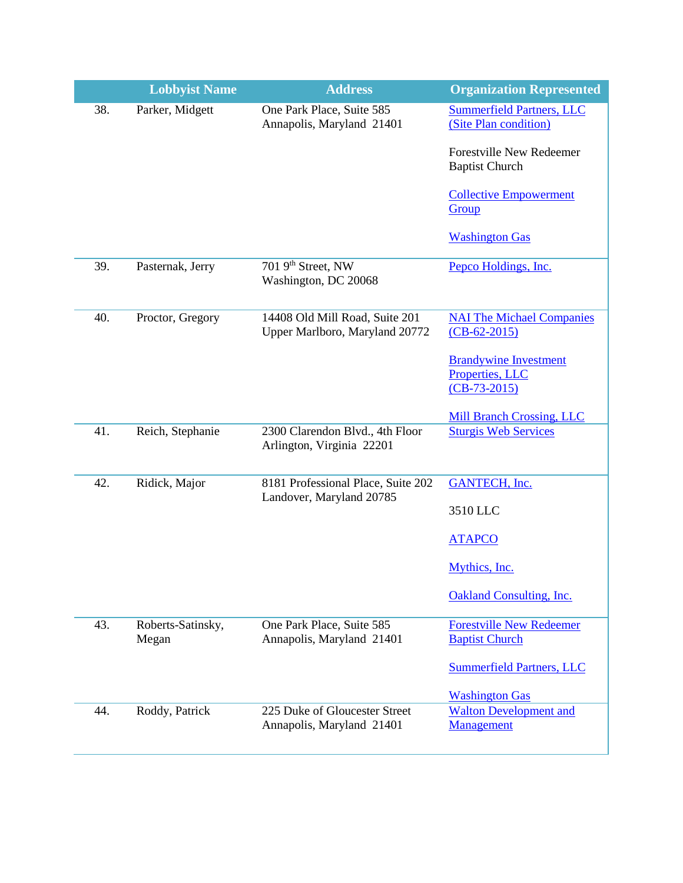|  | Lobbyist Name | Address | Organization Represented |
|---|---|---|---|
| 38. | Parker, Midgett | One Park Place, Suite 585<br>Annapolis, Maryland 21401 | Summerfield Partners, LLC (Site Plan condition)<br><br>Forestville New Redeemer Baptist Church<br><br>Collective Empowerment Group<br><br>Washington Gas |
| 39. | Pasternak, Jerry | 701 9th Street, NW<br>Washington, DC 20068 | Pepco Holdings, Inc. |
| 40. | Proctor, Gregory | 14408 Old Mill Road, Suite 201<br>Upper Marlboro, Maryland 20772 | NAI The Michael Companies (CB-62-2015)<br><br>Brandywine Investment Properties, LLC (CB-73-2015)<br><br>Mill Branch Crossing, LLC |
| 41. | Reich, Stephanie | 2300 Clarendon Blvd., 4th Floor<br>Arlington, Virginia 22201 | Sturgis Web Services |
| 42. | Ridick, Major | 8181 Professional Place, Suite 202<br>Landover, Maryland 20785 | GANTECH, Inc.<br><br>3510 LLC<br><br>ATAPCO<br><br>Mythics, Inc.<br><br>Oakland Consulting, Inc. |
| 43. | Roberts-Satinsky, Megan | One Park Place, Suite 585<br>Annapolis, Maryland 21401 | Forestville New Redeemer Baptist Church<br><br>Summerfield Partners, LLC<br><br>Washington Gas |
| 44. | Roddy, Patrick | 225 Duke of Gloucester Street<br>Annapolis, Maryland 21401 | Walton Development and Management |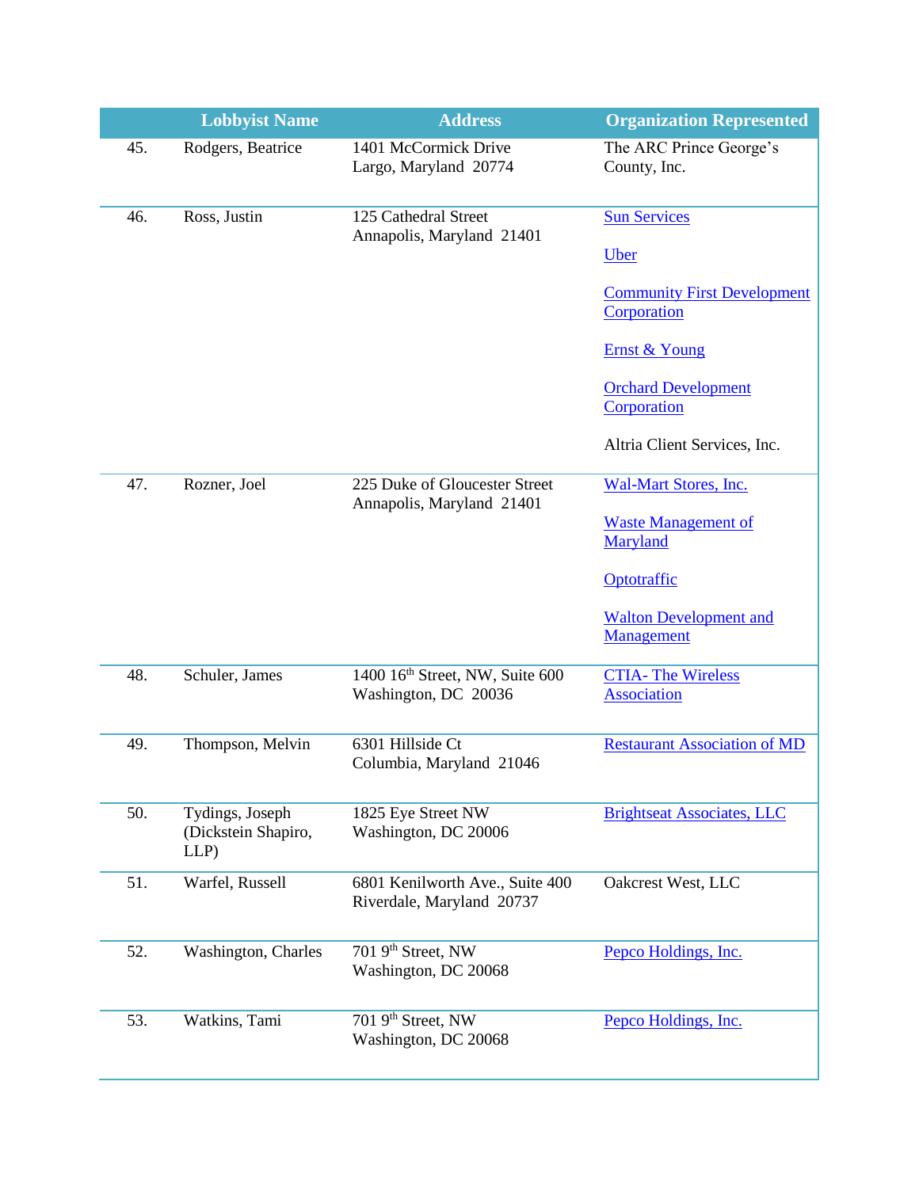| | Lobbyist Name | Address | Organization Represented |
|---|---|---|---|
| 45. | Rodgers, Beatrice | 1401 McCormick Drive<br>Largo, Maryland 20774 | The ARC Prince George's County, Inc. |
| 46. | Ross, Justin | 125 Cathedral Street<br>Annapolis, Maryland 21401 | Sun Services<br><br>Uber<br><br>Community First Development Corporation<br><br>Ernst & Young<br><br>Orchard Development Corporation<br><br>Altria Client Services, Inc. |
| 47. | Rozner, Joel | 225 Duke of Gloucester Street<br>Annapolis, Maryland 21401 | Wal-Mart Stores, Inc.<br><br>Waste Management of Maryland<br><br>Optotraffic<br><br>Walton Development and Management |
| 48. | Schuler, James | 1400 16th Street, NW, Suite 600<br>Washington, DC 20036 | CTIA- The Wireless Association |
| 49. | Thompson, Melvin | 6301 Hillside Ct<br>Columbia, Maryland 21046 | Restaurant Association of MD |
| 50. | Tydings, Joseph (Dickstein Shapiro, LLP) | 1825 Eye Street NW<br>Washington, DC 20006 | Brightseat Associates, LLC |
| 51. | Warfel, Russell | 6801 Kenilworth Ave., Suite 400<br>Riverdale, Maryland 20737 | Oakcrest West, LLC |
| 52. | Washington, Charles | 701 9th Street, NW<br>Washington, DC 20068 | Pepco Holdings, Inc. |
| 53. | Watkins, Tami | 701 9th Street, NW<br>Washington, DC 20068 | Pepco Holdings, Inc. |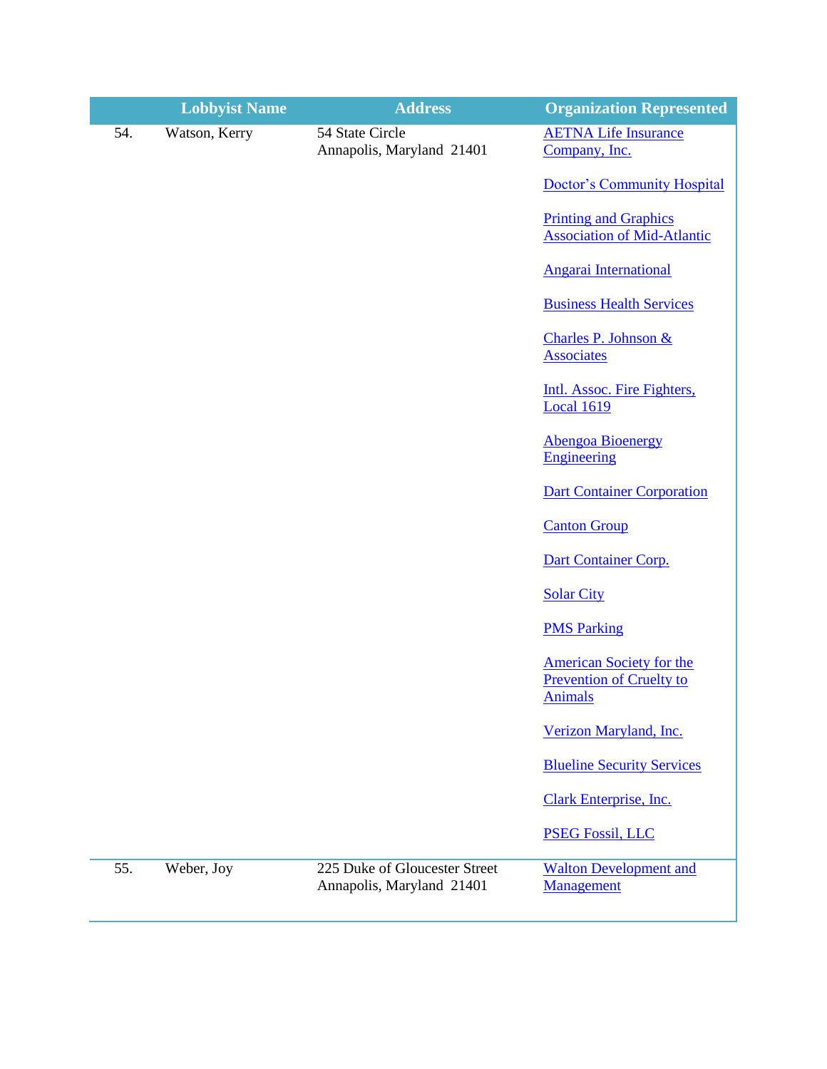| | Lobbyist Name | Address | Organization Represented |
|---|---|---|---|
| 54. | Watson, Kerry | 54 State Circle<br>Annapolis, Maryland 21401 | AETNA Life Insurance Company, Inc.<br><br>Doctor's Community Hospital<br><br>Printing and Graphics Association of Mid-Atlantic<br><br>Angarai International<br><br>Business Health Services<br><br>Charles P. Johnson & Associates<br><br>Intl. Assoc. Fire Fighters, Local 1619<br><br>Abengoa Bioenergy Engineering<br><br>Dart Container Corporation<br><br>Canton Group<br><br>Dart Container Corp.<br><br>Solar City<br><br>PMS Parking<br><br>American Society for the Prevention of Cruelty to Animals<br><br>Verizon Maryland, Inc.<br><br>Blueline Security Services<br><br>Clark Enterprise, Inc.<br><br>PSEG Fossil, LLC |
| 55. | Weber, Joy | 225 Duke of Gloucester Street<br>Annapolis, Maryland 21401 | Walton Development and Management |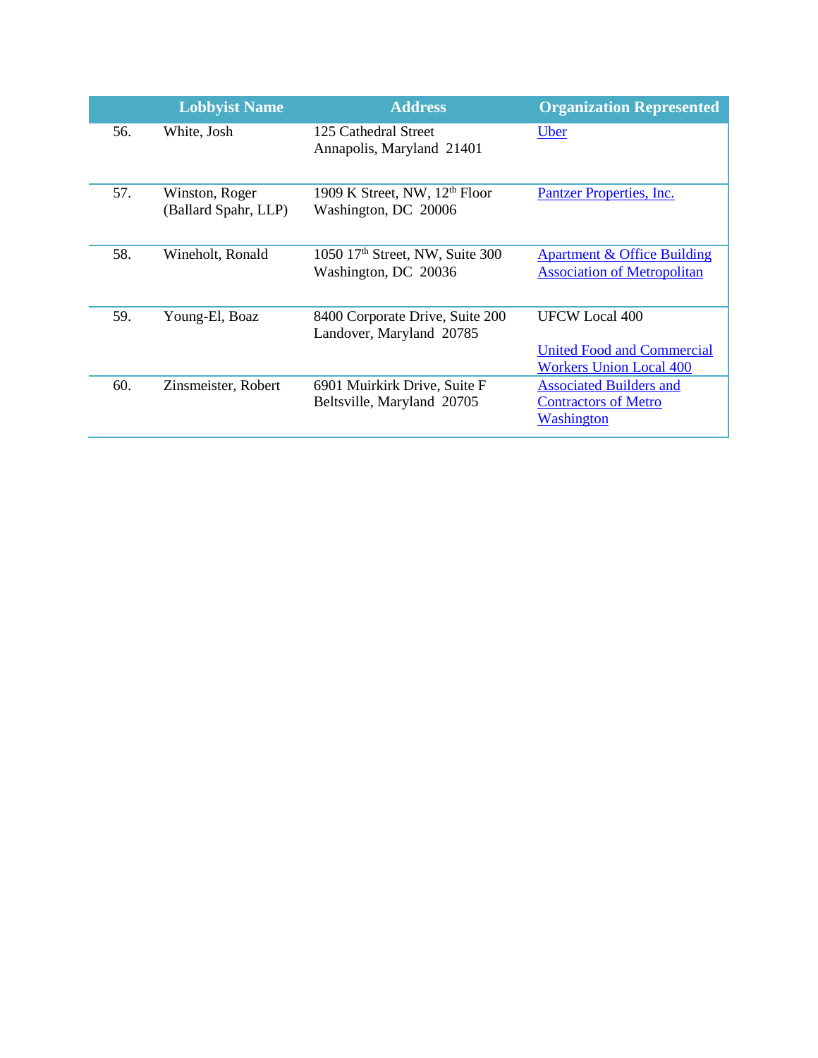| | Lobbyist Name | Address | Organization Represented |
|---|---|---|---|
| 56. | White, Josh | 125 Cathedral Street<br>Annapolis, Maryland 21401 | Uber |
| 57. | Winston, Roger<br>(Ballard Spahr, LLP) | 1909 K Street, NW, 12th Floor<br>Washington, DC 20006 | Pantzer Properties, Inc. |
| 58. | Wineholt, Ronald | 1050 17th Street, NW, Suite 300<br>Washington, DC 20036 | Apartment & Office Building Association of Metropolitan |
| 59. | Young-El, Boaz | 8400 Corporate Drive, Suite 200<br>Landover, Maryland 20785 | UFCW Local 400<br><br>United Food and Commercial Workers Union Local 400 |
| 60. | Zinsmeister, Robert | 6901 Muirkirk Drive, Suite F<br>Beltsville, Maryland 20705 | Associated Builders and Contractors of Metro Washington |